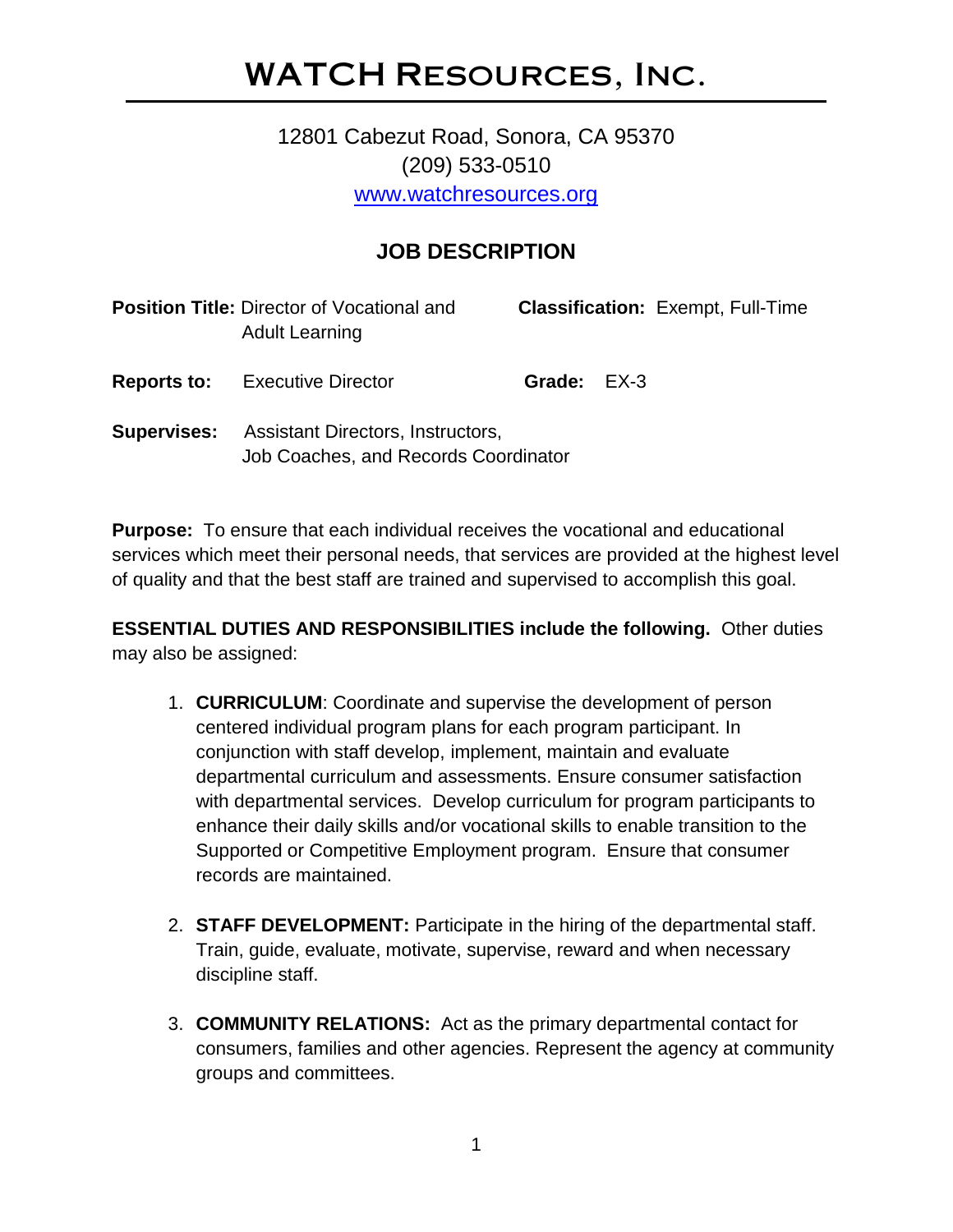# WATCH Resources, Inc.

12801 Cabezut Road, Sonora, CA 95370
(209) 533-0510
www.watchresources.org

## JOB DESCRIPTION

**Position Title:** Director of Vocational and Adult Learning

**Classification:** Exempt, Full-Time

**Reports to:** Executive Director

**Grade:** EX-3

**Supervises:** Assistant Directors, Instructors, Job Coaches, and Records Coordinator

**Purpose:** To ensure that each individual receives the vocational and educational services which meet their personal needs, that services are provided at the highest level of quality and that the best staff are trained and supervised to accomplish this goal.

**ESSENTIAL DUTIES AND RESPONSIBILITIES include the following.** Other duties may also be assigned:

1. **CURRICULUM**: Coordinate and supervise the development of person centered individual program plans for each program participant. In conjunction with staff develop, implement, maintain and evaluate departmental curriculum and assessments. Ensure consumer satisfaction with departmental services. Develop curriculum for program participants to enhance their daily skills and/or vocational skills to enable transition to the Supported or Competitive Employment program. Ensure that consumer records are maintained.

2. **STAFF DEVELOPMENT:** Participate in the hiring of the departmental staff. Train, guide, evaluate, motivate, supervise, reward and when necessary discipline staff.

3. **COMMUNITY RELATIONS:** Act as the primary departmental contact for consumers, families and other agencies. Represent the agency at community groups and committees.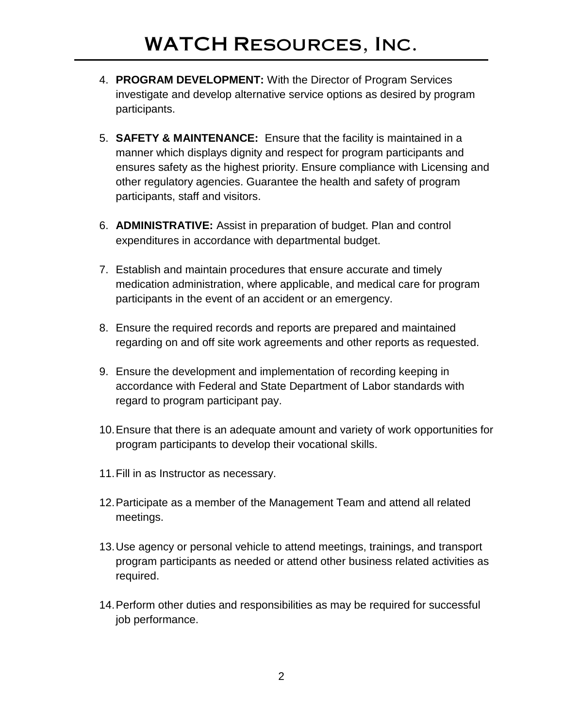4. **PROGRAM DEVELOPMENT:** With the Director of Program Services investigate and develop alternative service options as desired by program participants.

5. **SAFETY & MAINTENANCE:** Ensure that the facility is maintained in a manner which displays dignity and respect for program participants and ensures safety as the highest priority. Ensure compliance with Licensing and other regulatory agencies. Guarantee the health and safety of program participants, staff and visitors.

6. **ADMINISTRATIVE:** Assist in preparation of budget. Plan and control expenditures in accordance with departmental budget.

7. Establish and maintain procedures that ensure accurate and timely medication administration, where applicable, and medical care for program participants in the event of an accident or an emergency.

8. Ensure the required records and reports are prepared and maintained regarding on and off site work agreements and other reports as requested.

9. Ensure the development and implementation of recording keeping in accordance with Federal and State Department of Labor standards with regard to program participant pay.

10. Ensure that there is an adequate amount and variety of work opportunities for program participants to develop their vocational skills.

11. Fill in as Instructor as necessary.

12. Participate as a member of the Management Team and attend all related meetings.

13. Use agency or personal vehicle to attend meetings, trainings, and transport program participants as needed or attend other business related activities as required.

14. Perform other duties and responsibilities as may be required for successful job performance.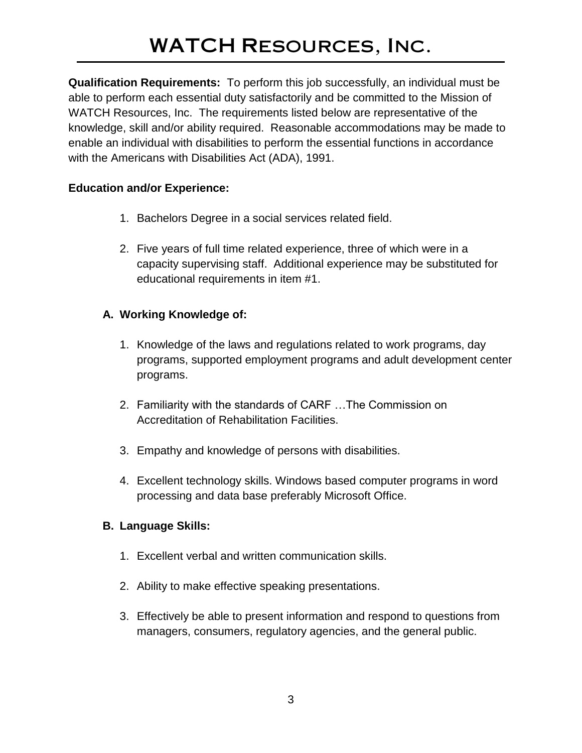# WATCH Resources, Inc.

**Qualification Requirements:** To perform this job successfully, an individual must be able to perform each essential duty satisfactorily and be committed to the Mission of WATCH Resources, Inc. The requirements listed below are representative of the knowledge, skill and/or ability required. Reasonable accommodations may be made to enable an individual with disabilities to perform the essential functions in accordance with the Americans with Disabilities Act (ADA), 1991.

**Education and/or Experience:**

1. Bachelors Degree in a social services related field.
2. Five years of full time related experience, three of which were in a capacity supervising staff. Additional experience may be substituted for educational requirements in item #1.

**A. Working Knowledge of:**

1. Knowledge of the laws and regulations related to work programs, day programs, supported employment programs and adult development center programs.
2. Familiarity with the standards of CARF …The Commission on Accreditation of Rehabilitation Facilities.
3. Empathy and knowledge of persons with disabilities.
4. Excellent technology skills. Windows based computer programs in word processing and data base preferably Microsoft Office.

**B. Language Skills:**

1. Excellent verbal and written communication skills.
2. Ability to make effective speaking presentations.
3. Effectively be able to present information and respond to questions from managers, consumers, regulatory agencies, and the general public.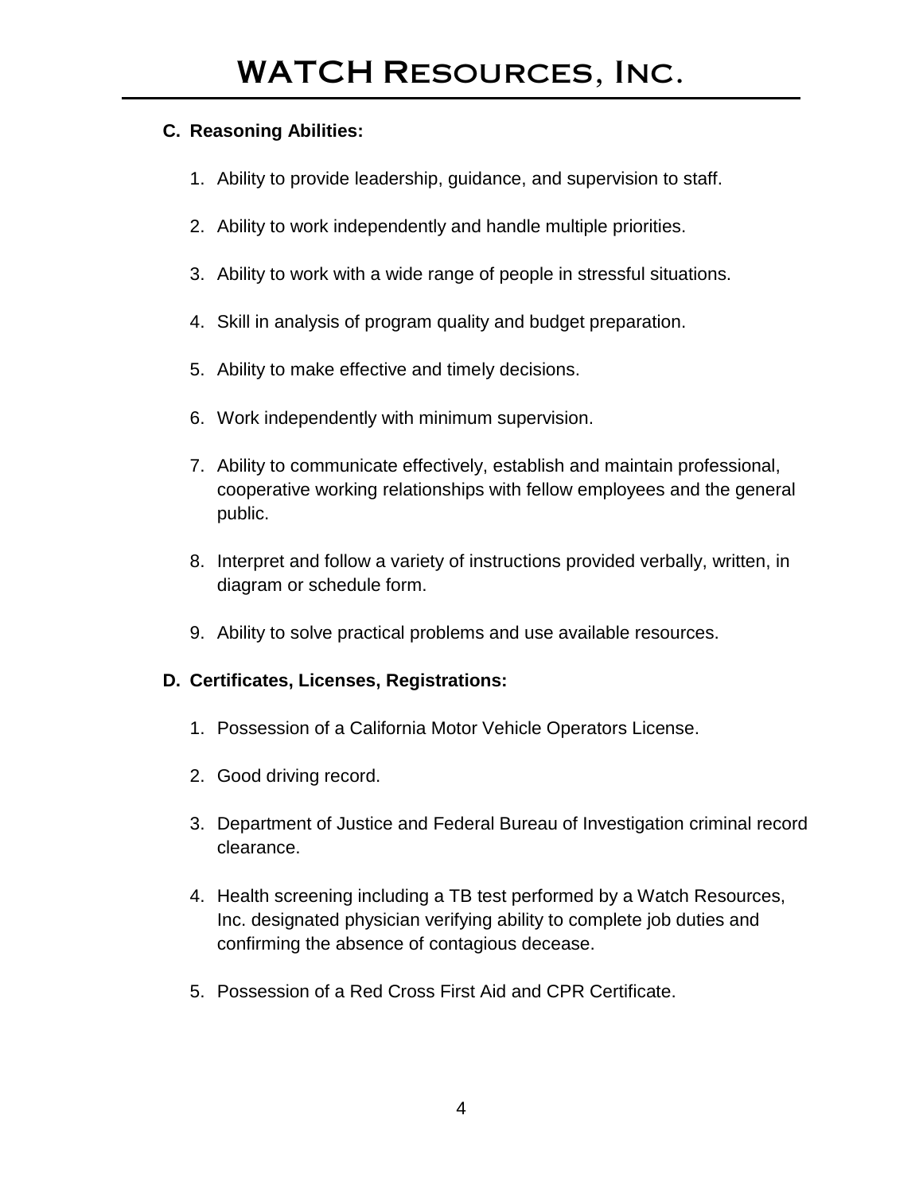### C. Reasoning Abilities:

1. Ability to provide leadership, guidance, and supervision to staff.
2. Ability to work independently and handle multiple priorities.
3. Ability to work with a wide range of people in stressful situations.
4. Skill in analysis of program quality and budget preparation.
5. Ability to make effective and timely decisions.
6. Work independently with minimum supervision.
7. Ability to communicate effectively, establish and maintain professional, cooperative working relationships with fellow employees and the general public.
8. Interpret and follow a variety of instructions provided verbally, written, in diagram or schedule form.
9. Ability to solve practical problems and use available resources.

### D. Certificates, Licenses, Registrations:

1. Possession of a California Motor Vehicle Operators License.
2. Good driving record.
3. Department of Justice and Federal Bureau of Investigation criminal record clearance.
4. Health screening including a TB test performed by a Watch Resources, Inc. designated physician verifying ability to complete job duties and confirming the absence of contagious decease.
5. Possession of a Red Cross First Aid and CPR Certificate.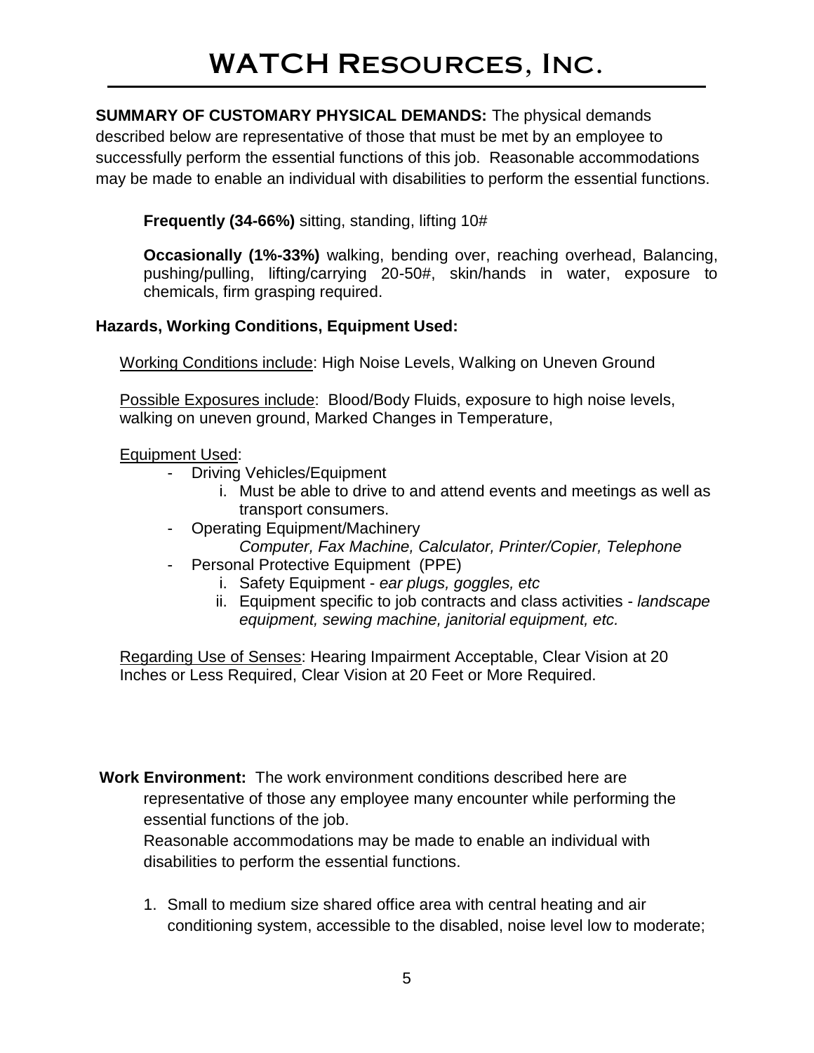# WATCH Resources, Inc.

**SUMMARY OF CUSTOMARY PHYSICAL DEMANDS:** The physical demands described below are representative of those that must be met by an employee to successfully perform the essential functions of this job. Reasonable accommodations may be made to enable an individual with disabilities to perform the essential functions.

**Frequently (34-66%)** sitting, standing, lifting 10#

**Occasionally (1%-33%)** walking, bending over, reaching overhead, Balancing, pushing/pulling, lifting/carrying 20-50#, skin/hands in water, exposure to chemicals, firm grasping required.

**Hazards, Working Conditions, Equipment Used:**

Working Conditions include: High Noise Levels, Walking on Uneven Ground

Possible Exposures include: Blood/Body Fluids, exposure to high noise levels, walking on uneven ground, Marked Changes in Temperature,

Equipment Used:

- Driving Vehicles/Equipment
    i. Must be able to drive to and attend events and meetings as well as transport consumers.
- Operating Equipment/Machinery
    *Computer, Fax Machine, Calculator, Printer/Copier, Telephone*
- Personal Protective Equipment (PPE)
    i. Safety Equipment - *ear plugs, goggles, etc*
    ii. Equipment specific to job contracts and class activities - *landscape equipment, sewing machine, janitorial equipment, etc.*

Regarding Use of Senses: Hearing Impairment Acceptable, Clear Vision at 20 Inches or Less Required, Clear Vision at 20 Feet or More Required.

**Work Environment:** The work environment conditions described here are representative of those any employee many encounter while performing the essential functions of the job.
Reasonable accommodations may be made to enable an individual with disabilities to perform the essential functions.

1. Small to medium size shared office area with central heating and air conditioning system, accessible to the disabled, noise level low to moderate;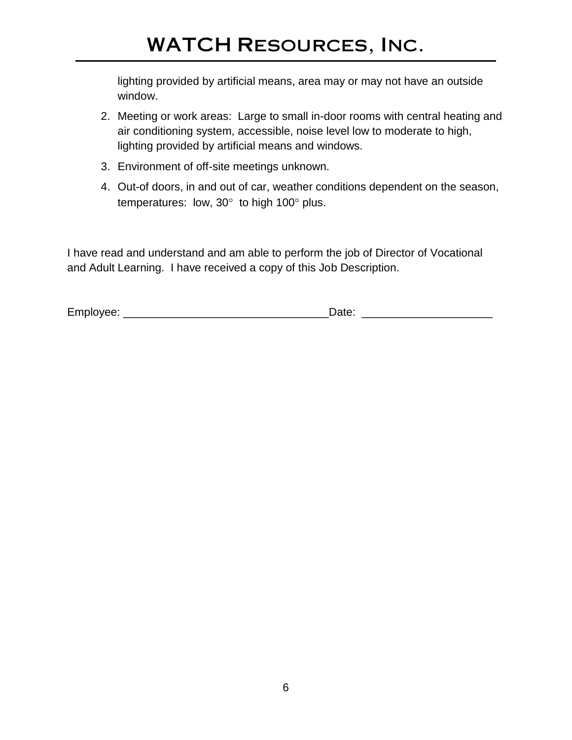lighting provided by artificial means, area may or may not have an outside window.

2. Meeting or work areas: Large to small in-door rooms with central heating and air conditioning system, accessible, noise level low to moderate to high, lighting provided by artificial means and windows.
3. Environment of off-site meetings unknown.
4. Out-of doors, in and out of car, weather conditions dependent on the season, temperatures: low, 30° to high 100° plus.

I have read and understand and am able to perform the job of Director of Vocational and Adult Learning. I have received a copy of this Job Description.

Employee: _________________________________Date: _____________________